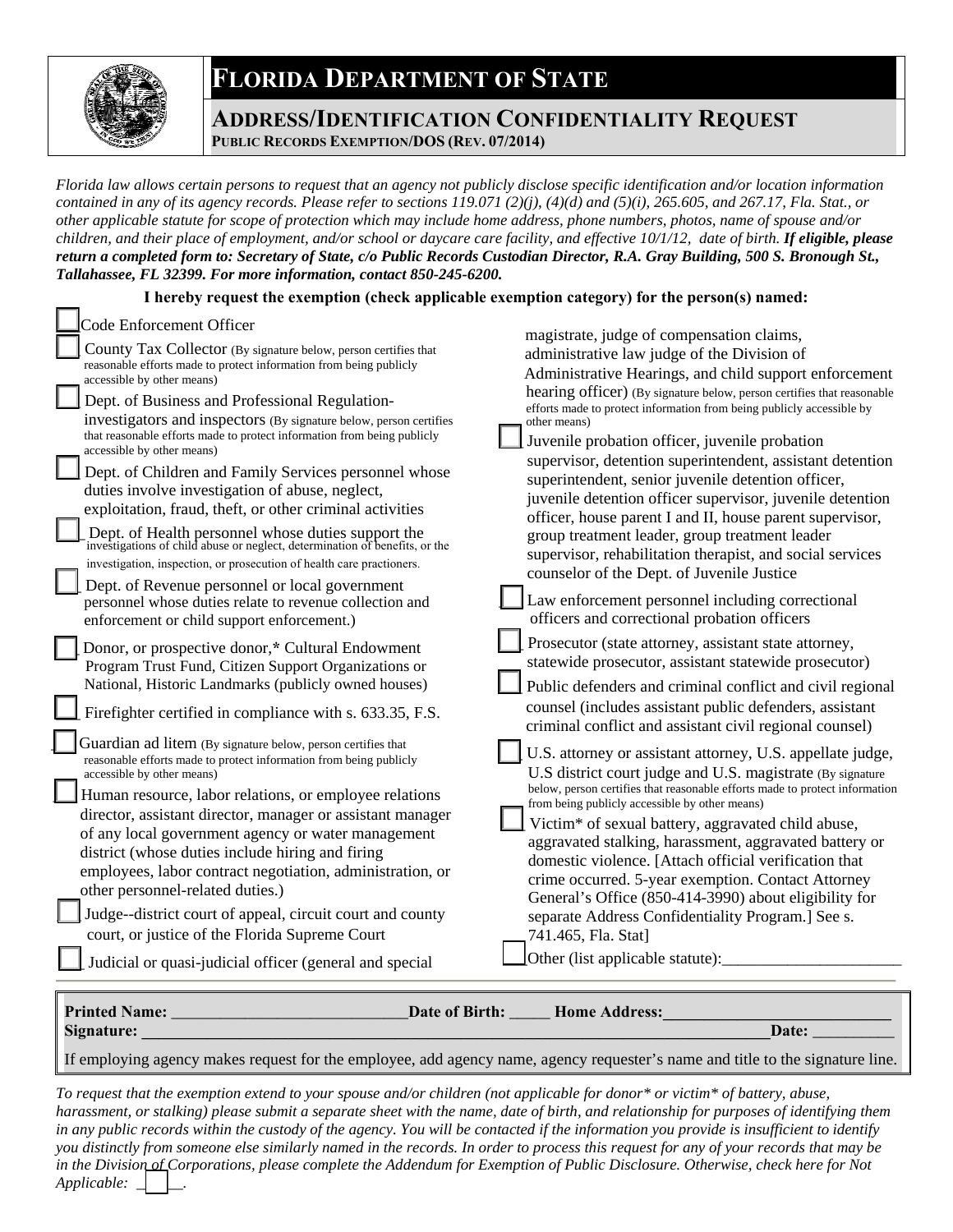# FLORIDA DEPARTMENT OF STATE

## ADDRESS/IDENTIFICATION CONFIDENTIALITY REQUEST

**PUBLIC RECORDS EXEMPTION/DOS (REV. 07/2014)**

*Florida law allows certain persons to request that an agency not publicly disclose specific identification and/or location information contained in any of its agency records. Please refer to sections 119.071 (2)(j), (4)(d) and (5)(i), 265.605, and 267.17, Fla. Stat., or other applicable statute for scope of protection which may include home address, phone numbers, photos, name of spouse and/or children, and their place of employment, and/or school or daycare care facility, and effective 10/1/12, date of birth.* ***If eligible, please return a completed form to: Secretary of State, c/o Public Records Custodian Director, R.A. Gray Building, 500 S. Bronough St., Tallahassee, FL 32399. For more information, contact 850-245-6200.***

**I hereby request the exemption (check applicable exemption category) for the person(s) named:**

- ☐ Code Enforcement Officer
- ☐ County Tax Collector (By signature below, person certifies that reasonable efforts made to protect information from being publicly accessible by other means)
- ☐ Dept. of Business and Professional Regulation-investigators and inspectors (By signature below, person certifies that reasonable efforts made to protect information from being publicly accessible by other means)
- ☐ Dept. of Children and Family Services personnel whose duties involve investigation of abuse, neglect, exploitation, fraud, theft, or other criminal activities
- ☐ Dept. of Health personnel whose duties support the investigations of child abuse or neglect, determination of benefits, or the investigation, inspection, or prosecution of health care practioners.
- ☐ Dept. of Revenue personnel or local government personnel whose duties relate to revenue collection and enforcement or child support enforcement.)
- ☐ Donor, or prospective donor,* Cultural Endowment Program Trust Fund, Citizen Support Organizations or National, Historic Landmarks (publicly owned houses)
- ☐ Firefighter certified in compliance with s. 633.35, F.S.
- ☐ Guardian ad litem (By signature below, person certifies that reasonable efforts made to protect information from being publicly accessible by other means)
- ☐ Human resource, labor relations, or employee relations director, assistant director, manager or assistant manager of any local government agency or water management district (whose duties include hiring and firing employees, labor contract negotiation, administration, or other personnel-related duties.)
- ☐ Judge--district court of appeal, circuit court and county court, or justice of the Florida Supreme Court
- ☐ Judicial or quasi-judicial officer (general and special magistrate, judge of compensation claims, administrative law judge of the Division of Administrative Hearings, and child support enforcement hearing officer) (By signature below, person certifies that reasonable efforts made to protect information from being publicly accessible by other means)
- ☐ Juvenile probation officer, juvenile probation supervisor, detention superintendent, assistant detention superintendent, senior juvenile detention officer, juvenile detention officer supervisor, juvenile detention officer, house parent I and II, house parent supervisor, group treatment leader, group treatment leader supervisor, rehabilitation therapist, and social services counselor of the Dept. of Juvenile Justice
- ☐ Law enforcement personnel including correctional officers and correctional probation officers
- ☐ Prosecutor (state attorney, assistant state attorney, statewide prosecutor, assistant statewide prosecutor)
- ☐ Public defenders and criminal conflict and civil regional counsel (includes assistant public defenders, assistant criminal conflict and assistant civil regional counsel)
- ☐ U.S. attorney or assistant attorney, U.S. appellate judge, U.S district court judge and U.S. magistrate (By signature below, person certifies that reasonable efforts made to protect information from being publicly accessible by other means)
- ☐ Victim* of sexual battery, aggravated child abuse, aggravated stalking, harassment, aggravated battery or domestic violence. [Attach official verification that crime occurred. 5-year exemption. Contact Attorney General's Office (850-414-3990) about eligibility for separate Address Confidentiality Program.] See s. 741.465, Fla. Stat]
- ☐ Other (list applicable statute):______________________

**Printed Name:** ______________________________ **Date of Birth:** _____ **Home Address:**___________________________
**Signature:** ______________________________________________________________________________ **Date:** __________

If employing agency makes request for the employee, add agency name, agency requester's name and title to the signature line.

*To request that the exemption extend to your spouse and/or children (not applicable for donor* or victim* of battery, abuse, harassment, or stalking) please submit a separate sheet with the name, date of birth, and relationship for purposes of identifying them in any public records within the custody of the agency. You will be contacted if the information you provide is insufficient to identify you distinctly from someone else similarly named in the records. In order to process this request for any of your records that may be in the Division of Corporations, please complete the Addendum for Exemption of Public Disclosure. Otherwise, check here for Not Applicable:* ☐.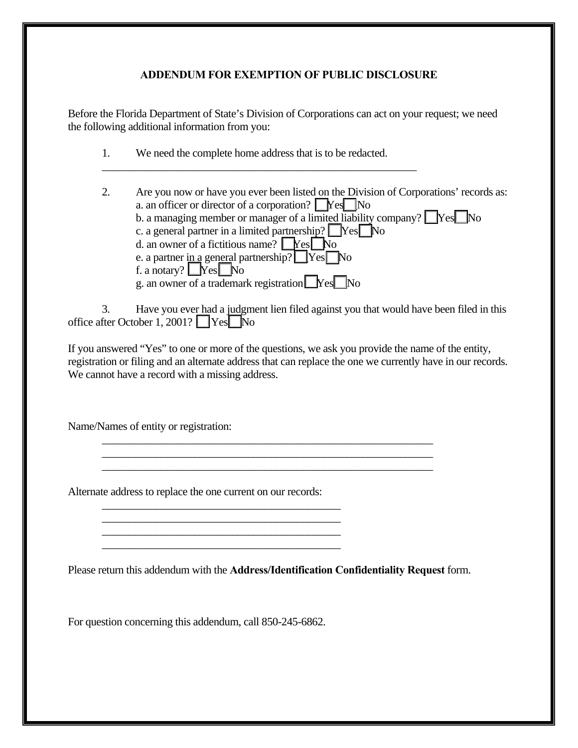**ADDENDUM FOR EXEMPTION OF PUBLIC DISCLOSURE**

Before the Florida Department of State's Division of Corporations can act on your request; we need the following additional information from you:

1. We need the complete home address that is to be redacted.

   ______________________________________________________________

2. Are you now or have you ever been listed on the Division of Corporations' records as:
   - a. an officer or director of a corporation? ☐ Yes ☐ No
   - b. a managing member or manager of a limited liability company? ☐ Yes ☐ No
   - c. a general partner in a limited partnership? ☐ Yes ☐ No
   - d. an owner of a fictitious name? ☐ Yes ☐ No
   - e. a partner in a general partnership? ☐ Yes ☐ No
   - f. a notary? ☐ Yes ☐ No
   - g. an owner of a trademark registration ☐ Yes ☐ No

3. Have you ever had a judgment lien filed against you that would have been filed in this office after October 1, 2001? ☐ Yes ☐ No

If you answered "Yes" to one or more of the questions, we ask you provide the name of the entity, registration or filing and an alternate address that can replace the one we currently have in our records. We cannot have a record with a missing address.

Name/Names of entity or registration:

______________________________________________________________
______________________________________________________________
______________________________________________________________

Alternate address to replace the one current on our records:

____________________________________________
____________________________________________
____________________________________________
____________________________________________

Please return this addendum with the **Address/Identification Confidentiality Request** form.

For question concerning this addendum, call 850-245-6862.